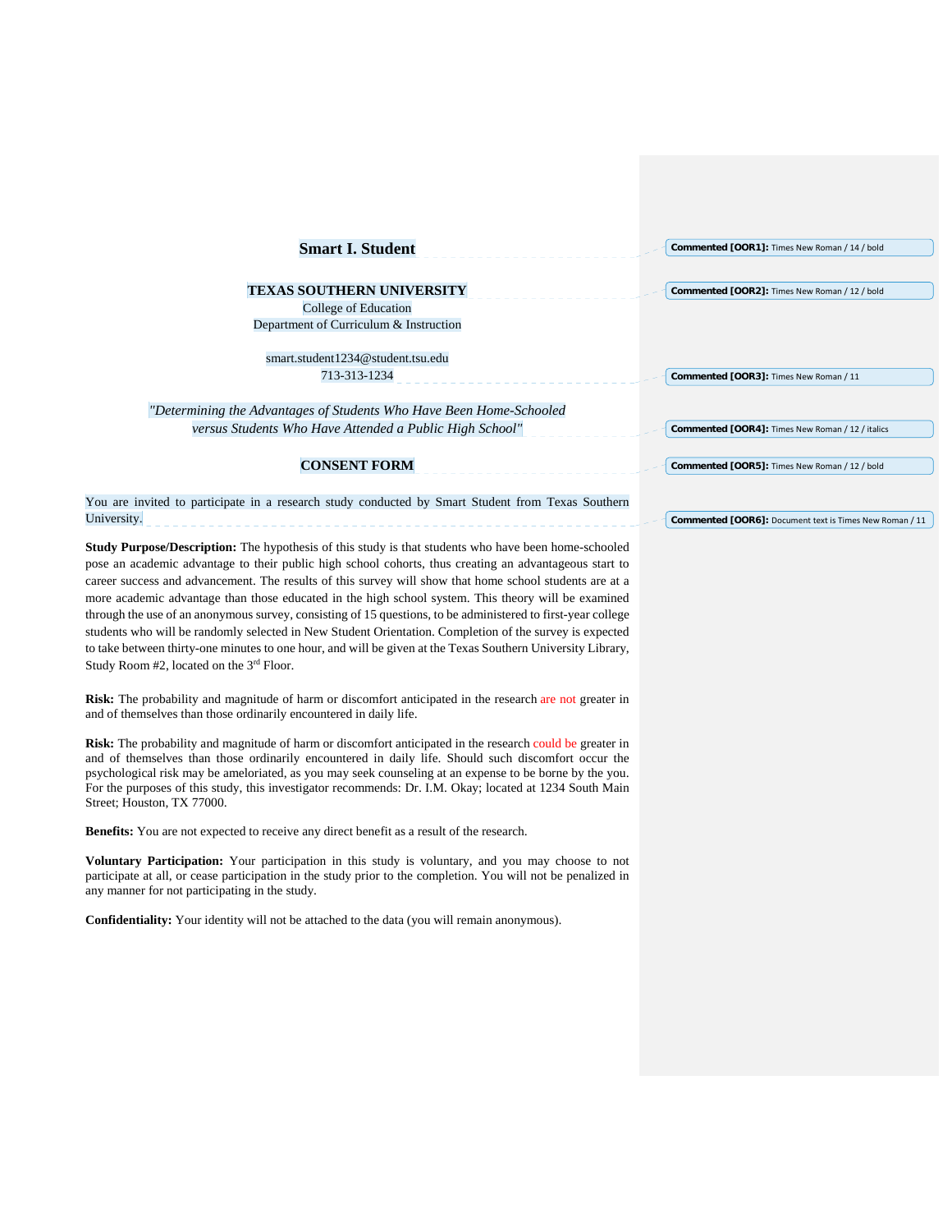**Smart I. Student**

**TEXAS SOUTHERN UNIVERSITY**
College of Education
Department of Curriculum & Instruction

smart.student1234@student.tsu.edu
713-313-1234

*"Determining the Advantages of Students Who Have Been Home-Schooled versus Students Who Have Attended a Public High School"*

**CONSENT FORM**

You are invited to participate in a research study conducted by Smart Student from Texas Southern University.

**Study Purpose/Description:** The hypothesis of this study is that students who have been home-schooled pose an academic advantage to their public high school cohorts, thus creating an advantageous start to career success and advancement. The results of this survey will show that home school students are at a more academic advantage than those educated in the high school system. This theory will be examined through the use of an anonymous survey, consisting of 15 questions, to be administered to first-year college students who will be randomly selected in New Student Orientation. Completion of the survey is expected to take between thirty-one minutes to one hour, and will be given at the Texas Southern University Library, Study Room #2, located on the 3rd Floor.

**Risk:** The probability and magnitude of harm or discomfort anticipated in the research are not greater in and of themselves than those ordinarily encountered in daily life.

**Risk:** The probability and magnitude of harm or discomfort anticipated in the research could be greater in and of themselves than those ordinarily encountered in daily life. Should such discomfort occur the psychological risk may be ameloriated, as you may seek counseling at an expense to be borne by the you. For the purposes of this study, this investigator recommends: Dr. I.M. Okay; located at 1234 South Main Street; Houston, TX 77000.

**Benefits:** You are not expected to receive any direct benefit as a result of the research.

**Voluntary Participation:** Your participation in this study is voluntary, and you may choose to not participate at all, or cease participation in the study prior to the completion. You will not be penalized in any manner for not participating in the study.

**Confidentiality:** Your identity will not be attached to the data (you will remain anonymous).

**Commented [OOR1]:** Times New Roman / 14 / bold

**Commented [OOR2]:** Times New Roman / 12 / bold

**Commented [OOR3]:** Times New Roman / 11

**Commented [OOR4]:** Times New Roman / 12 / italics

**Commented [OOR5]:** Times New Roman / 12 / bold

**Commented [OOR6]:** Document text is Times New Roman / 11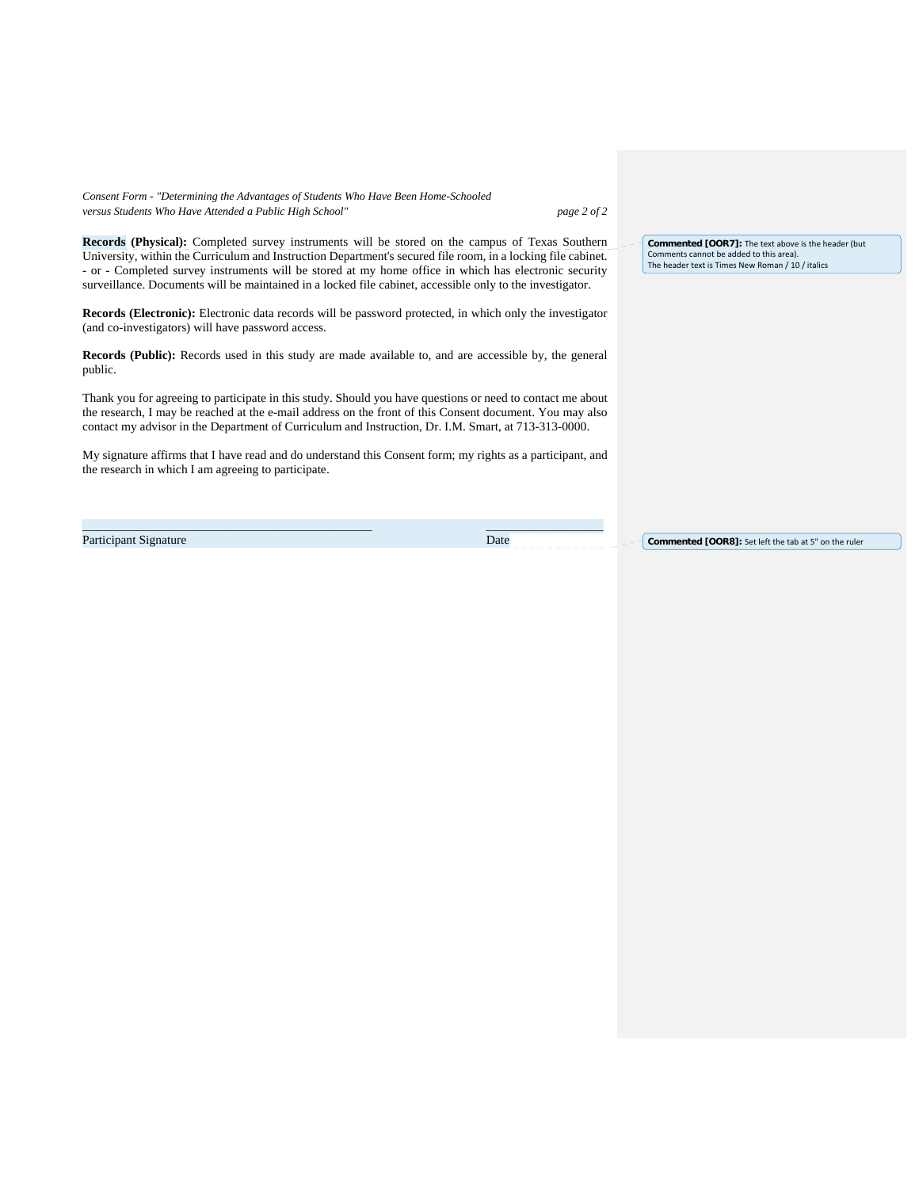**Records (Physical):** Completed survey instruments will be stored on the campus of Texas Southern University, within the Curriculum and Instruction Department's secured file room, in a locking file cabinet. - or - Completed survey instruments will be stored at my home office in which has electronic security surveillance. Documents will be maintained in a locked file cabinet, accessible only to the investigator.

**Records (Electronic):** Electronic data records will be password protected, in which only the investigator (and co-investigators) will have password access.

**Records (Public):** Records used in this study are made available to, and are accessible by, the general public.

Thank you for agreeing to participate in this study. Should you have questions or need to contact me about the research, I may be reached at the e-mail address on the front of this Consent document. You may also contact my advisor in the Department of Curriculum and Instruction, Dr. I.M. Smart, at 713-313-0000.

My signature affirms that I have read and do understand this Consent form; my rights as a participant, and the research in which I am agreeing to participate.

_______________________________________________ ___________________

Participant Signature Date

**Commented [OOR7]:** The text above is the header (but Comments cannot be added to this area). The header text is Times New Roman / 10 / italics

**Commented [OOR8]:** Set left the tab at 5" on the ruler